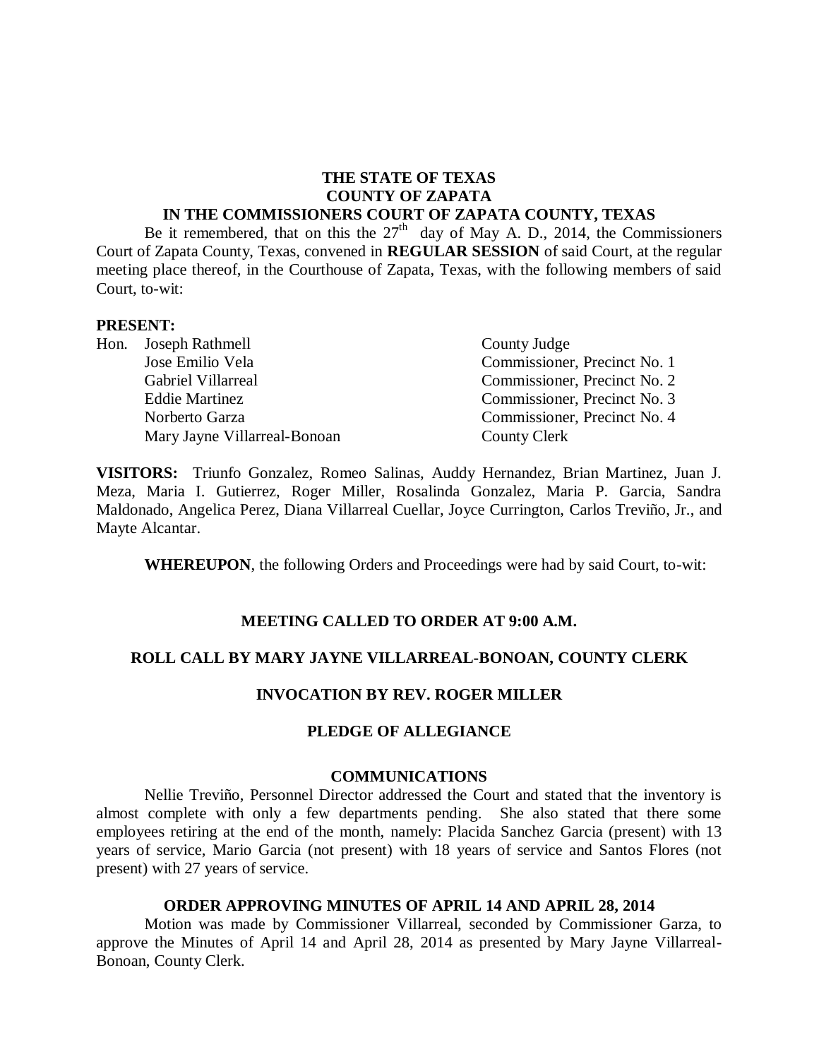**THE STATE OF TEXAS**
**COUNTY OF ZAPATA**
**IN THE COMMISSIONERS COURT OF ZAPATA COUNTY, TEXAS**

Be it remembered, that on this the 27th day of May A. D., 2014, the Commissioners Court of Zapata County, Texas, convened in **REGULAR SESSION** of said Court, at the regular meeting place thereof, in the Courthouse of Zapata, Texas, with the following members of said Court, to-wit:

**PRESENT:**

| | | |
|---|---|---|
| Hon. | Joseph Rathmell | County Judge |
| | Jose Emilio Vela | Commissioner, Precinct No. 1 |
| | Gabriel Villarreal | Commissioner, Precinct No. 2 |
| | Eddie Martinez | Commissioner, Precinct No. 3 |
| | Norberto Garza | Commissioner, Precinct No. 4 |
| | Mary Jayne Villarreal-Bonoan | County Clerk |

**VISITORS:** Triunfo Gonzalez, Romeo Salinas, Auddy Hernandez, Brian Martinez, Juan J. Meza, Maria I. Gutierrez, Roger Miller, Rosalinda Gonzalez, Maria P. Garcia, Sandra Maldonado, Angelica Perez, Diana Villarreal Cuellar, Joyce Currington, Carlos Treviño, Jr., and Mayte Alcantar.

**WHEREUPON**, the following Orders and Proceedings were had by said Court, to-wit:

**MEETING CALLED TO ORDER AT 9:00 A.M.**

**ROLL CALL BY MARY JAYNE VILLARREAL-BONOAN, COUNTY CLERK**

**INVOCATION BY REV. ROGER MILLER**

**PLEDGE OF ALLEGIANCE**

**COMMUNICATIONS**

Nellie Treviño, Personnel Director addressed the Court and stated that the inventory is almost complete with only a few departments pending. She also stated that there some employees retiring at the end of the month, namely: Placida Sanchez Garcia (present) with 13 years of service, Mario Garcia (not present) with 18 years of service and Santos Flores (not present) with 27 years of service.

**ORDER APPROVING MINUTES OF APRIL 14 AND APRIL 28, 2014**

Motion was made by Commissioner Villarreal, seconded by Commissioner Garza, to approve the Minutes of April 14 and April 28, 2014 as presented by Mary Jayne Villarreal-Bonoan, County Clerk.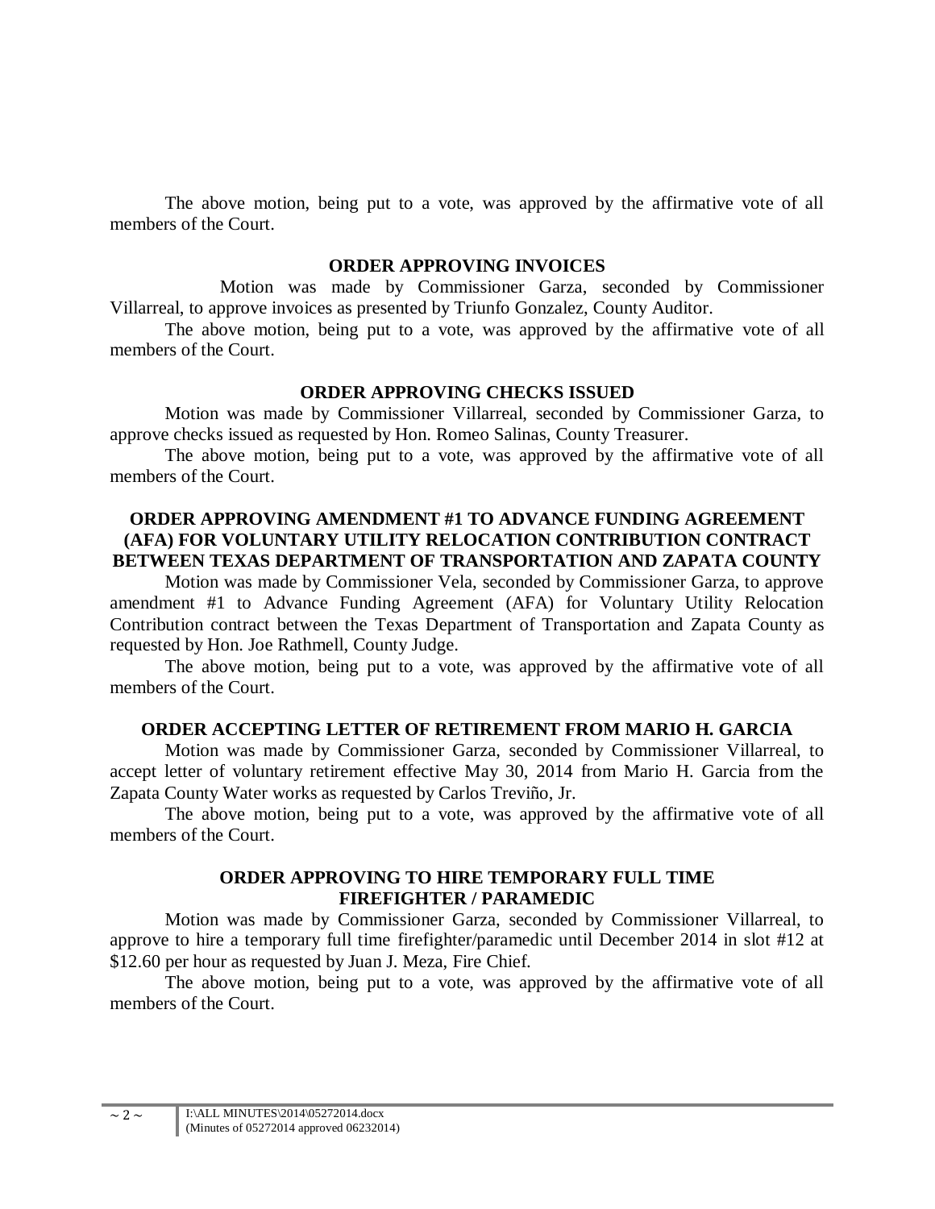The above motion, being put to a vote, was approved by the affirmative vote of all members of the Court.

**ORDER APPROVING INVOICES**

Motion was made by Commissioner Garza, seconded by Commissioner Villarreal, to approve invoices as presented by Triunfo Gonzalez, County Auditor.

The above motion, being put to a vote, was approved by the affirmative vote of all members of the Court.

**ORDER APPROVING CHECKS ISSUED**

Motion was made by Commissioner Villarreal, seconded by Commissioner Garza, to approve checks issued as requested by Hon. Romeo Salinas, County Treasurer.

The above motion, being put to a vote, was approved by the affirmative vote of all members of the Court.

**ORDER APPROVING AMENDMENT #1 TO ADVANCE FUNDING AGREEMENT (AFA) FOR VOLUNTARY UTILITY RELOCATION CONTRIBUTION CONTRACT BETWEEN TEXAS DEPARTMENT OF TRANSPORTATION AND ZAPATA COUNTY**

Motion was made by Commissioner Vela, seconded by Commissioner Garza, to approve amendment #1 to Advance Funding Agreement (AFA) for Voluntary Utility Relocation Contribution contract between the Texas Department of Transportation and Zapata County as requested by Hon. Joe Rathmell, County Judge.

The above motion, being put to a vote, was approved by the affirmative vote of all members of the Court.

**ORDER ACCEPTING LETTER OF RETIREMENT FROM MARIO H. GARCIA**

Motion was made by Commissioner Garza, seconded by Commissioner Villarreal, to accept letter of voluntary retirement effective May 30, 2014 from Mario H. Garcia from the Zapata County Water works as requested by Carlos Treviño, Jr.

The above motion, being put to a vote, was approved by the affirmative vote of all members of the Court.

**ORDER APPROVING TO HIRE TEMPORARY FULL TIME FIREFIGHTER / PARAMEDIC**

Motion was made by Commissioner Garza, seconded by Commissioner Villarreal, to approve to hire a temporary full time firefighter/paramedic until December 2014 in slot #12 at $12.60 per hour as requested by Juan J. Meza, Fire Chief.

The above motion, being put to a vote, was approved by the affirmative vote of all members of the Court.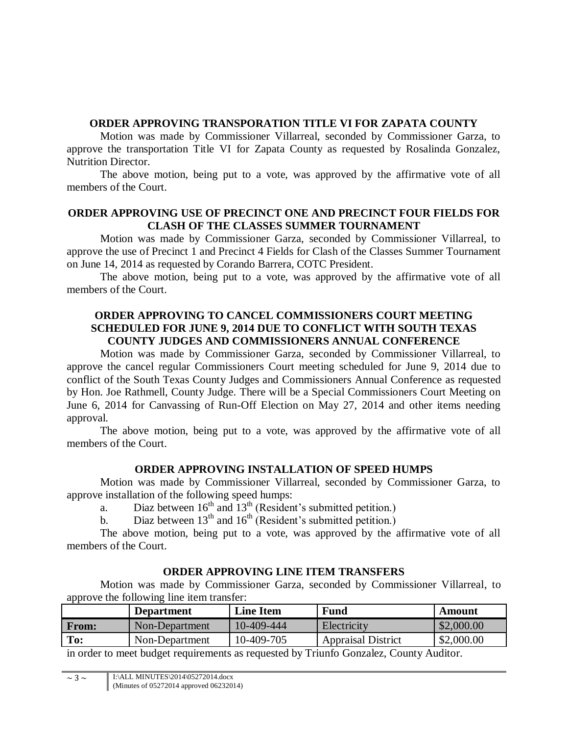**ORDER APPROVING TRANSPORATION TITLE VI FOR ZAPATA COUNTY**

Motion was made by Commissioner Villarreal, seconded by Commissioner Garza, to approve the transportation Title VI for Zapata County as requested by Rosalinda Gonzalez, Nutrition Director.

The above motion, being put to a vote, was approved by the affirmative vote of all members of the Court.

**ORDER APPROVING USE OF PRECINCT ONE AND PRECINCT FOUR FIELDS FOR CLASH OF THE CLASSES SUMMER TOURNAMENT**

Motion was made by Commissioner Garza, seconded by Commissioner Villarreal, to approve the use of Precinct 1 and Precinct 4 Fields for Clash of the Classes Summer Tournament on June 14, 2014 as requested by Corando Barrera, COTC President.

The above motion, being put to a vote, was approved by the affirmative vote of all members of the Court.

**ORDER APPROVING TO CANCEL COMMISSIONERS COURT MEETING SCHEDULED FOR JUNE 9, 2014 DUE TO CONFLICT WITH SOUTH TEXAS COUNTY JUDGES AND COMMISSIONERS ANNUAL CONFERENCE**

Motion was made by Commissioner Garza, seconded by Commissioner Villarreal, to approve the cancel regular Commissioners Court meeting scheduled for June 9, 2014 due to conflict of the South Texas County Judges and Commissioners Annual Conference as requested by Hon. Joe Rathmell, County Judge. There will be a Special Commissioners Court Meeting on June 6, 2014 for Canvassing of Run-Off Election on May 27, 2014 and other items needing approval.

The above motion, being put to a vote, was approved by the affirmative vote of all members of the Court.

**ORDER APPROVING INSTALLATION OF SPEED HUMPS**

Motion was made by Commissioner Villarreal, seconded by Commissioner Garza, to approve installation of the following speed humps:

a. Diaz between 16th and 13th (Resident's submitted petition.)

b. Diaz between 13th and 16th (Resident's submitted petition.)

The above motion, being put to a vote, was approved by the affirmative vote of all members of the Court.

**ORDER APPROVING LINE ITEM TRANSFERS**

Motion was made by Commissioner Garza, seconded by Commissioner Villarreal, to approve the following line item transfer:

| | Department | Line Item | Fund | Amount |
|---|---|---|---|---|
| **From:** | Non-Department | 10-409-444 | Electricity | $2,000.00 |
| **To:** | Non-Department | 10-409-705 | Appraisal District | $2,000.00 |

in order to meet budget requirements as requested by Triunfo Gonzalez, County Auditor.

I:\ALL MINUTES\2014\05272014.docx
(Minutes of 05272014 approved 06232014)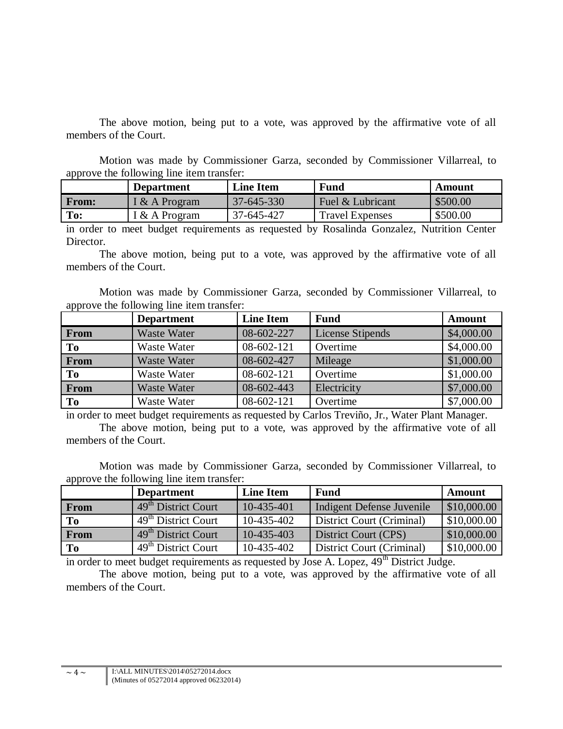The above motion, being put to a vote, was approved by the affirmative vote of all members of the Court.

Motion was made by Commissioner Garza, seconded by Commissioner Villarreal, to approve the following line item transfer:

| | Department | Line Item | Fund | Amount |
|---|---|---|---|---|
| **From:** | I & A Program | 37-645-330 | Fuel & Lubricant | $500.00 |
| **To:** | I & A Program | 37-645-427 | Travel Expenses | $500.00 |

in order to meet budget requirements as requested by Rosalinda Gonzalez, Nutrition Center Director.

The above motion, being put to a vote, was approved by the affirmative vote of all members of the Court.

Motion was made by Commissioner Garza, seconded by Commissioner Villarreal, to approve the following line item transfer:

| | Department | Line Item | Fund | Amount |
|---|---|---|---|---|
| **From** | Waste Water | 08-602-227 | License Stipends | $4,000.00 |
| **To** | Waste Water | 08-602-121 | Overtime | $4,000.00 |
| **From** | Waste Water | 08-602-427 | Mileage | $1,000.00 |
| **To** | Waste Water | 08-602-121 | Overtime | $1,000.00 |
| **From** | Waste Water | 08-602-443 | Electricity | $7,000.00 |
| **To** | Waste Water | 08-602-121 | Overtime | $7,000.00 |

in order to meet budget requirements as requested by Carlos Treviño, Jr., Water Plant Manager.

The above motion, being put to a vote, was approved by the affirmative vote of all members of the Court.

Motion was made by Commissioner Garza, seconded by Commissioner Villarreal, to approve the following line item transfer:

| | Department | Line Item | Fund | Amount |
|---|---|---|---|---|
| **From** | 49th District Court | 10-435-401 | Indigent Defense Juvenile | $10,000.00 |
| **To** | 49th District Court | 10-435-402 | District Court (Criminal) | $10,000.00 |
| **From** | 49th District Court | 10-435-403 | District Court (CPS) | $10,000.00 |
| **To** | 49th District Court | 10-435-402 | District Court (Criminal) | $10,000.00 |

in order to meet budget requirements as requested by Jose A. Lopez, 49th District Judge.

The above motion, being put to a vote, was approved by the affirmative vote of all members of the Court.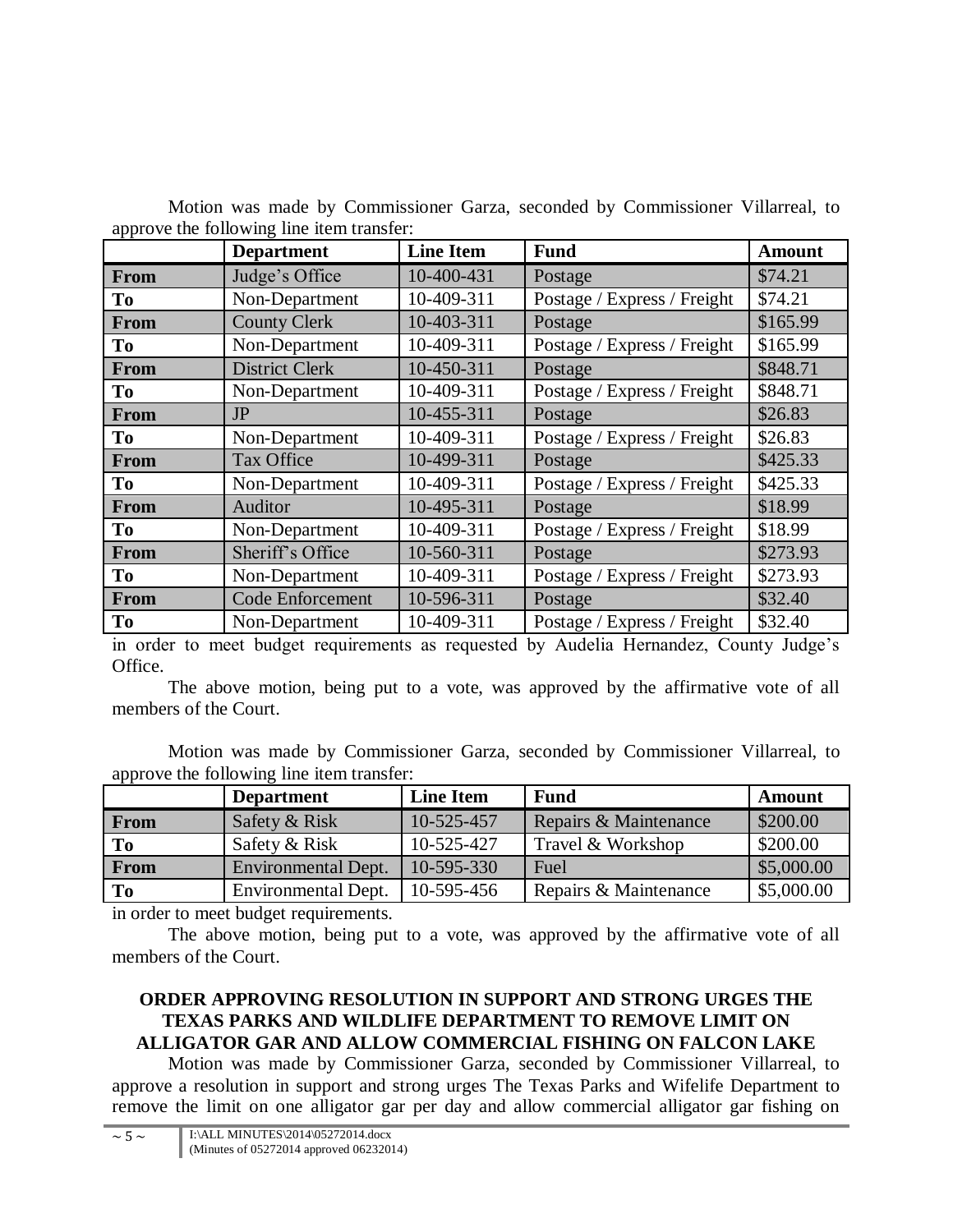Motion was made by Commissioner Garza, seconded by Commissioner Villarreal, to approve the following line item transfer:

| | Department | Line Item | Fund | Amount |
|---|---|---|---|---|
| **From** | Judge's Office | 10-400-431 | Postage | $74.21 |
| **To** | Non-Department | 10-409-311 | Postage / Express / Freight | $74.21 |
| **From** | County Clerk | 10-403-311 | Postage | $165.99 |
| **To** | Non-Department | 10-409-311 | Postage / Express / Freight | $165.99 |
| **From** | District Clerk | 10-450-311 | Postage | $848.71 |
| **To** | Non-Department | 10-409-311 | Postage / Express / Freight | $848.71 |
| **From** | JP | 10-455-311 | Postage | $26.83 |
| **To** | Non-Department | 10-409-311 | Postage / Express / Freight | $26.83 |
| **From** | Tax Office | 10-499-311 | Postage | $425.33 |
| **To** | Non-Department | 10-409-311 | Postage / Express / Freight | $425.33 |
| **From** | Auditor | 10-495-311 | Postage | $18.99 |
| **To** | Non-Department | 10-409-311 | Postage / Express / Freight | $18.99 |
| **From** | Sheriff's Office | 10-560-311 | Postage | $273.93 |
| **To** | Non-Department | 10-409-311 | Postage / Express / Freight | $273.93 |
| **From** | Code Enforcement | 10-596-311 | Postage | $32.40 |
| **To** | Non-Department | 10-409-311 | Postage / Express / Freight | $32.40 |

in order to meet budget requirements as requested by Audelia Hernandez, County Judge's Office.

The above motion, being put to a vote, was approved by the affirmative vote of all members of the Court.

Motion was made by Commissioner Garza, seconded by Commissioner Villarreal, to approve the following line item transfer:

| | Department | Line Item | Fund | Amount |
|---|---|---|---|---|
| **From** | Safety & Risk | 10-525-457 | Repairs & Maintenance | $200.00 |
| **To** | Safety & Risk | 10-525-427 | Travel & Workshop | $200.00 |
| **From** | Environmental Dept. | 10-595-330 | Fuel | $5,000.00 |
| **To** | Environmental Dept. | 10-595-456 | Repairs & Maintenance | $5,000.00 |

in order to meet budget requirements.

The above motion, being put to a vote, was approved by the affirmative vote of all members of the Court.

### ORDER APPROVING RESOLUTION IN SUPPORT AND STRONG URGES THE TEXAS PARKS AND WILDLIFE DEPARTMENT TO REMOVE LIMIT ON ALLIGATOR GAR AND ALLOW COMMERCIAL FISHING ON FALCON LAKE

Motion was made by Commissioner Garza, seconded by Commissioner Villarreal, to approve a resolution in support and strong urges The Texas Parks and Wifelife Department to remove the limit on one alligator gar per day and allow commercial alligator gar fishing on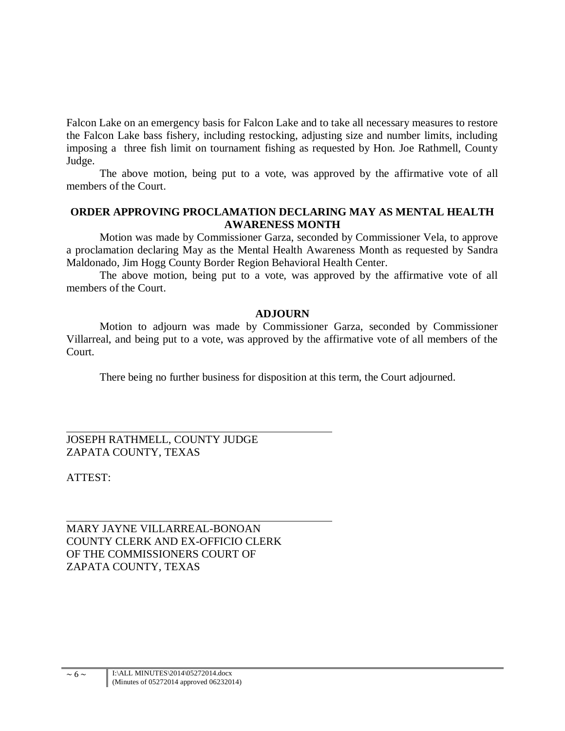Falcon Lake on an emergency basis for Falcon Lake and to take all necessary measures to restore the Falcon Lake bass fishery, including restocking, adjusting size and number limits, including imposing a three fish limit on tournament fishing as requested by Hon. Joe Rathmell, County Judge.

The above motion, being put to a vote, was approved by the affirmative vote of all members of the Court.

**ORDER APPROVING PROCLAMATION DECLARING MAY AS MENTAL HEALTH AWARENESS MONTH**

Motion was made by Commissioner Garza, seconded by Commissioner Vela, to approve a proclamation declaring May as the Mental Health Awareness Month as requested by Sandra Maldonado, Jim Hogg County Border Region Behavioral Health Center.

The above motion, being put to a vote, was approved by the affirmative vote of all members of the Court.

**ADJOURN**

Motion to adjourn was made by Commissioner Garza, seconded by Commissioner Villarreal, and being put to a vote, was approved by the affirmative vote of all members of the Court.

There being no further business for disposition at this term, the Court adjourned.

JOSEPH RATHMELL, COUNTY JUDGE
ZAPATA COUNTY, TEXAS

ATTEST:

MARY JAYNE VILLARREAL-BONOAN
COUNTY CLERK AND EX-OFFICIO CLERK
OF THE COMMISSIONERS COURT OF
ZAPATA COUNTY, TEXAS

I:\ALL MINUTES\2014\05272014.docx
(Minutes of 05272014 approved 06232014)